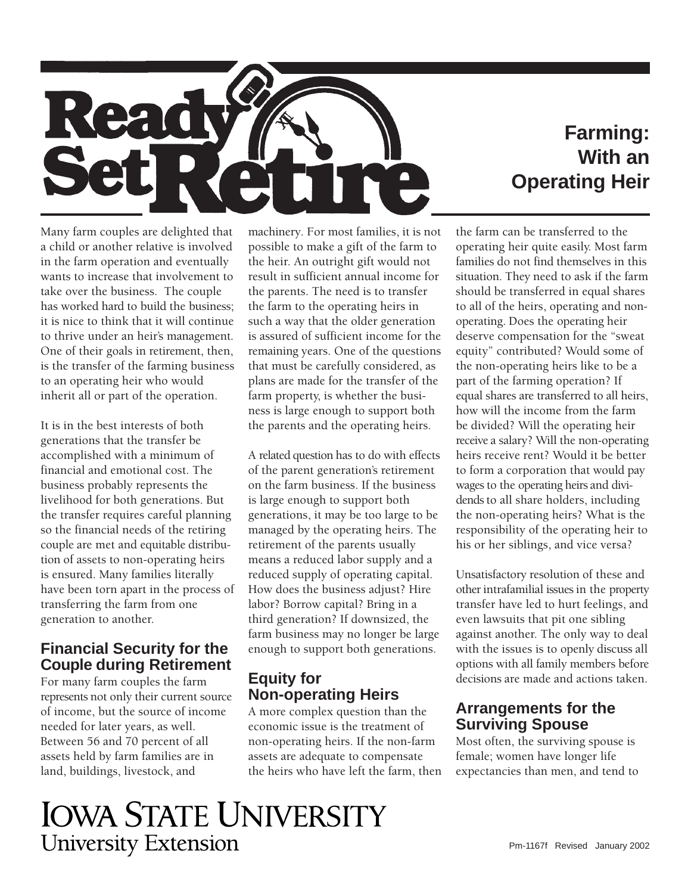# Ready Set Retire

# Farming: With an Operating Heir

Many farm couples are delighted that a child or another relative is involved in the farm operation and eventually wants to increase that involvement to take over the business. The couple has worked hard to build the business; it is nice to think that it will continue to thrive under an heir's management. One of their goals in retirement, then, is the transfer of the farming business to an operating heir who would inherit all or part of the operation.

It is in the best interests of both generations that the transfer be accomplished with a minimum of financial and emotional cost. The business probably represents the livelihood for both generations. But the transfer requires careful planning so the financial needs of the retiring couple are met and equitable distribution of assets to non-operating heirs is ensured. Many families literally have been torn apart in the process of transferring the farm from one generation to another.

## Financial Security for the Couple during Retirement

For many farm couples the farm represents not only their current source of income, but the source of income needed for later years, as well. Between 56 and 70 percent of all assets held by farm families are in land, buildings, livestock, and machinery. For most families, it is not possible to make a gift of the farm to the heir. An outright gift would not result in sufficient annual income for the parents. The need is to transfer the farm to the operating heirs in such a way that the older generation is assured of sufficient income for the remaining years. One of the questions that must be carefully considered, as plans are made for the transfer of the farm property, is whether the business is large enough to support both the parents and the operating heirs.

A related question has to do with effects of the parent generation's retirement on the farm business. If the business is large enough to support both generations, it may be too large to be managed by the operating heirs. The retirement of the parents usually means a reduced labor supply and a reduced supply of operating capital. How does the business adjust? Hire labor? Borrow capital? Bring in a third generation? If downsized, the farm business may no longer be large enough to support both generations.

## Equity for Non-operating Heirs

A more complex question than the economic issue is the treatment of non-operating heirs. If the non-farm assets are adequate to compensate the heirs who have left the farm, then the farm can be transferred to the operating heir quite easily. Most farm families do not find themselves in this situation. They need to ask if the farm should be transferred in equal shares to all of the heirs, operating and non-operating. Does the operating heir deserve compensation for the "sweat equity" contributed? Would some of the non-operating heirs like to be a part of the farming operation? If equal shares are transferred to all heirs, how will the income from the farm be divided? Will the operating heir receive a salary? Will the non-operating heirs receive rent? Would it be better to form a corporation that would pay wages to the operating heirs and dividends to all share holders, including the non-operating heirs? What is the responsibility of the operating heir to his or her siblings, and vice versa?

Unsatisfactory resolution of these and other intrafamilial issues in the property transfer have led to hurt feelings, and even lawsuits that pit one sibling against another. The only way to deal with the issues is to openly discuss all options with all family members before decisions are made and actions taken.

## Arrangements for the Surviving Spouse

Most often, the surviving spouse is female; women have longer life expectancies than men, and tend to

IOWA STATE UNIVERSITY
University Extension

Pm-1167f Revised January 2002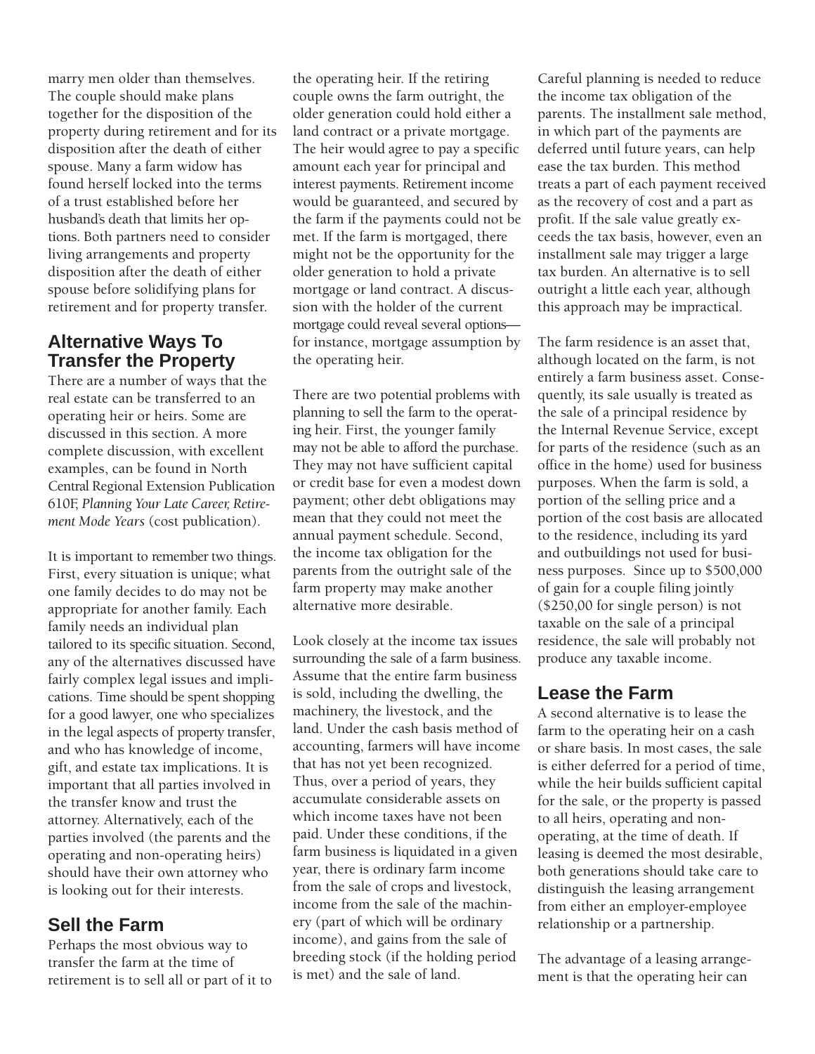marry men older than themselves. The couple should make plans together for the disposition of the property during retirement and for its disposition after the death of either spouse. Many a farm widow has found herself locked into the terms of a trust established before her husband's death that limits her options. Both partners need to consider living arrangements and property disposition after the death of either spouse before solidifying plans for retirement and for property transfer.

## Alternative Ways To Transfer the Property

There are a number of ways that the real estate can be transferred to an operating heir or heirs. Some are discussed in this section. A more complete discussion, with excellent examples, can be found in North Central Regional Extension Publication 610F, *Planning Your Late Career, Retirement Mode Years* (cost publication).

It is important to remember two things. First, every situation is unique; what one family decides to do may not be appropriate for another family. Each family needs an individual plan tailored to its specific situation. Second, any of the alternatives discussed have fairly complex legal issues and implications. Time should be spent shopping for a good lawyer, one who specializes in the legal aspects of property transfer, and who has knowledge of income, gift, and estate tax implications. It is important that all parties involved in the transfer know and trust the attorney. Alternatively, each of the parties involved (the parents and the operating and non-operating heirs) should have their own attorney who is looking out for their interests.

## Sell the Farm

Perhaps the most obvious way to transfer the farm at the time of retirement is to sell all or part of it to the operating heir. If the retiring couple owns the farm outright, the older generation could hold either a land contract or a private mortgage. The heir would agree to pay a specific amount each year for principal and interest payments. Retirement income would be guaranteed, and secured by the farm if the payments could not be met. If the farm is mortgaged, there might not be the opportunity for the older generation to hold a private mortgage or land contract. A discussion with the holder of the current mortgage could reveal several options—for instance, mortgage assumption by the operating heir.

There are two potential problems with planning to sell the farm to the operating heir. First, the younger family may not be able to afford the purchase. They may not have sufficient capital or credit base for even a modest down payment; other debt obligations may mean that they could not meet the annual payment schedule. Second, the income tax obligation for the parents from the outright sale of the farm property may make another alternative more desirable.

Look closely at the income tax issues surrounding the sale of a farm business. Assume that the entire farm business is sold, including the dwelling, the machinery, the livestock, and the land. Under the cash basis method of accounting, farmers will have income that has not yet been recognized. Thus, over a period of years, they accumulate considerable assets on which income taxes have not been paid. Under these conditions, if the farm business is liquidated in a given year, there is ordinary farm income from the sale of crops and livestock, income from the sale of the machinery (part of which will be ordinary income), and gains from the sale of breeding stock (if the holding period is met) and the sale of land.

Careful planning is needed to reduce the income tax obligation of the parents. The installment sale method, in which part of the payments are deferred until future years, can help ease the tax burden. This method treats a part of each payment received as the recovery of cost and a part as profit. If the sale value greatly exceeds the tax basis, however, even an installment sale may trigger a large tax burden. An alternative is to sell outright a little each year, although this approach may be impractical.

The farm residence is an asset that, although located on the farm, is not entirely a farm business asset. Consequently, its sale usually is treated as the sale of a principal residence by the Internal Revenue Service, except for parts of the residence (such as an office in the home) used for business purposes. When the farm is sold, a portion of the selling price and a portion of the cost basis are allocated to the residence, including its yard and outbuildings not used for business purposes. Since up to $500,000 of gain for a couple filing jointly ($250,00 for single person) is not taxable on the sale of a principal residence, the sale will probably not produce any taxable income.

## Lease the Farm

A second alternative is to lease the farm to the operating heir on a cash or share basis. In most cases, the sale is either deferred for a period of time, while the heir builds sufficient capital for the sale, or the property is passed to all heirs, operating and non-operating, at the time of death. If leasing is deemed the most desirable, both generations should take care to distinguish the leasing arrangement from either an employer-employee relationship or a partnership.

The advantage of a leasing arrangement is that the operating heir can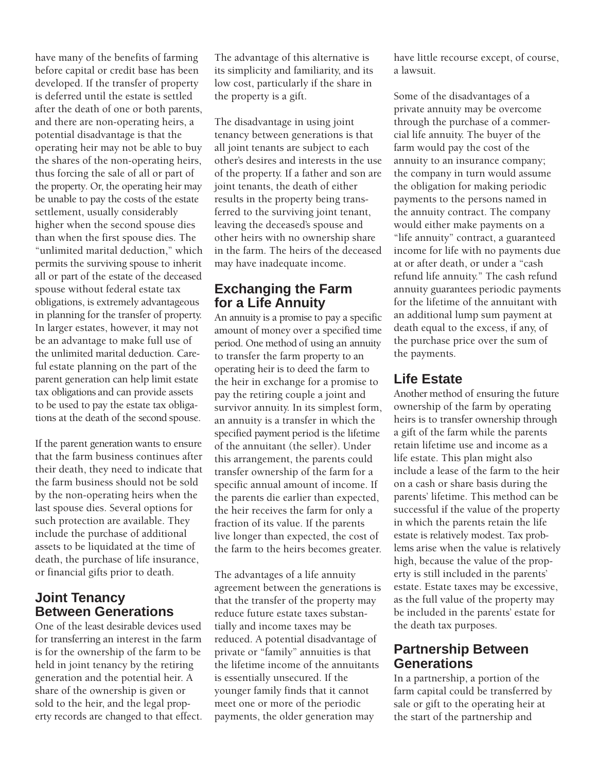have many of the benefits of farming before capital or credit base has been developed. If the transfer of property is deferred until the estate is settled after the death of one or both parents, and there are non-operating heirs, a potential disadvantage is that the operating heir may not be able to buy the shares of the non-operating heirs, thus forcing the sale of all or part of the property. Or, the operating heir may be unable to pay the costs of the estate settlement, usually considerably higher when the second spouse dies than when the first spouse dies. The "unlimited marital deduction," which permits the surviving spouse to inherit all or part of the estate of the deceased spouse without federal estate tax obligations, is extremely advantageous in planning for the transfer of property. In larger estates, however, it may not be an advantage to make full use of the unlimited marital deduction. Careful estate planning on the part of the parent generation can help limit estate tax obligations and can provide assets to be used to pay the estate tax obligations at the death of the second spouse.

If the parent generation wants to ensure that the farm business continues after their death, they need to indicate that the farm business should not be sold by the non-operating heirs when the last spouse dies. Several options for such protection are available. They include the purchase of additional assets to be liquidated at the time of death, the purchase of life insurance, or financial gifts prior to death.

## Joint Tenancy Between Generations

One of the least desirable devices used for transferring an interest in the farm is for the ownership of the farm to be held in joint tenancy by the retiring generation and the potential heir. A share of the ownership is given or sold to the heir, and the legal property records are changed to that effect. The advantage of this alternative is its simplicity and familiarity, and its low cost, particularly if the share in the property is a gift.

The disadvantage in using joint tenancy between generations is that all joint tenants are subject to each other's desires and interests in the use of the property. If a father and son are joint tenants, the death of either results in the property being transferred to the surviving joint tenant, leaving the deceased's spouse and other heirs with no ownership share in the farm. The heirs of the deceased may have inadequate income.

## Exchanging the Farm for a Life Annuity

An annuity is a promise to pay a specific amount of money over a specified time period. One method of using an annuity to transfer the farm property to an operating heir is to deed the farm to the heir in exchange for a promise to pay the retiring couple a joint and survivor annuity. In its simplest form, an annuity is a transfer in which the specified payment period is the lifetime of the annuitant (the seller). Under this arrangement, the parents could transfer ownership of the farm for a specific annual amount of income. If the parents die earlier than expected, the heir receives the farm for only a fraction of its value. If the parents live longer than expected, the cost of the farm to the heirs becomes greater.

The advantages of a life annuity agreement between the generations is that the transfer of the property may reduce future estate taxes substantially and income taxes may be reduced. A potential disadvantage of private or "family" annuities is that the lifetime income of the annuitants is essentially unsecured. If the younger family finds that it cannot meet one or more of the periodic payments, the older generation may have little recourse except, of course, a lawsuit.

Some of the disadvantages of a private annuity may be overcome through the purchase of a commercial life annuity. The buyer of the farm would pay the cost of the annuity to an insurance company; the company in turn would assume the obligation for making periodic payments to the persons named in the annuity contract. The company would either make payments on a "life annuity" contract, a guaranteed income for life with no payments due at or after death, or under a "cash refund life annuity." The cash refund annuity guarantees periodic payments for the lifetime of the annuitant with an additional lump sum payment at death equal to the excess, if any, of the purchase price over the sum of the payments.

## Life Estate

Another method of ensuring the future ownership of the farm by operating heirs is to transfer ownership through a gift of the farm while the parents retain lifetime use and income as a life estate. This plan might also include a lease of the farm to the heir on a cash or share basis during the parents' lifetime. This method can be successful if the value of the property in which the parents retain the life estate is relatively modest. Tax problems arise when the value is relatively high, because the value of the property is still included in the parents' estate. Estate taxes may be excessive, as the full value of the property may be included in the parents' estate for the death tax purposes.

## Partnership Between Generations

In a partnership, a portion of the farm capital could be transferred by sale or gift to the operating heir at the start of the partnership and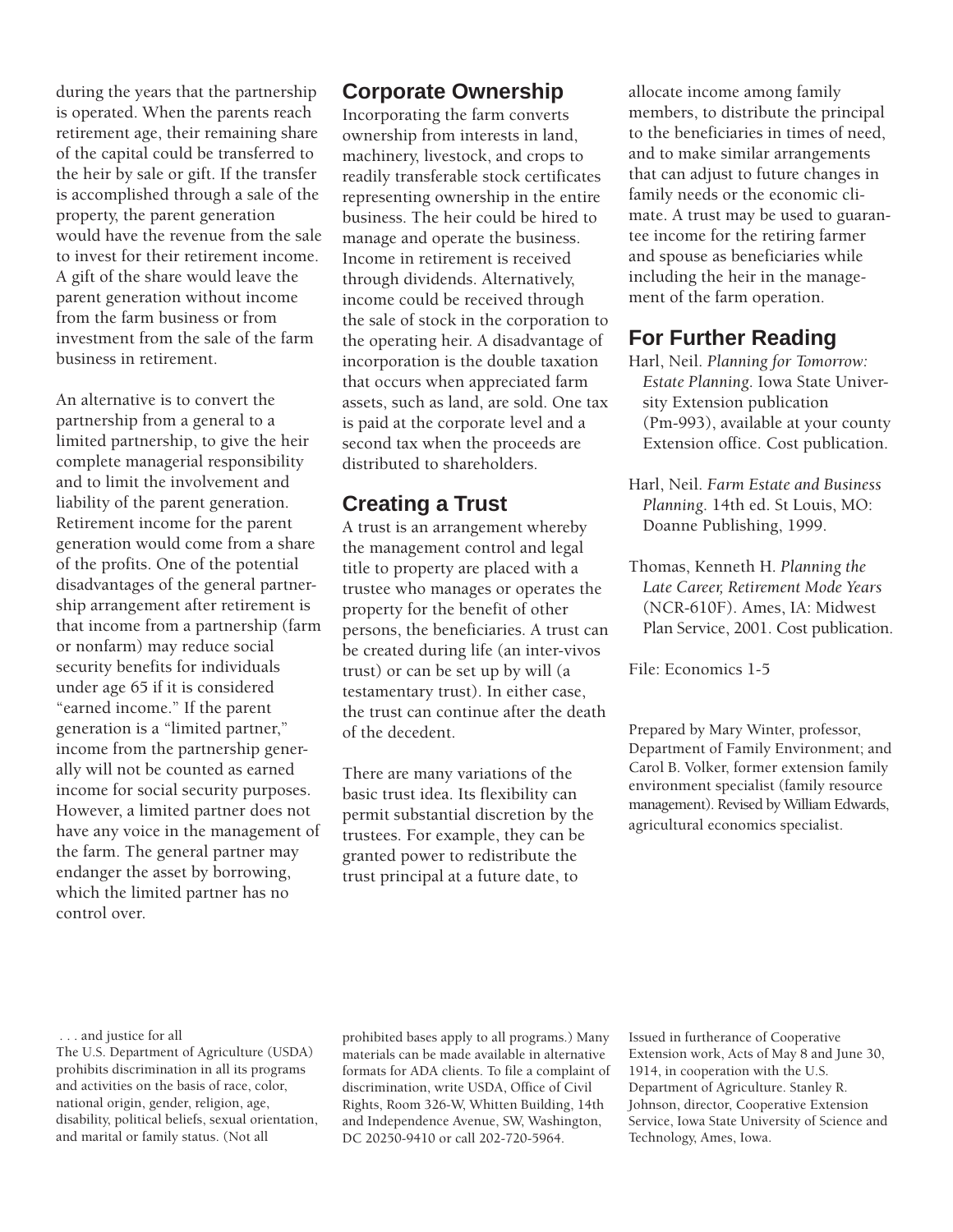during the years that the partnership is operated. When the parents reach retirement age, their remaining share of the capital could be transferred to the heir by sale or gift. If the transfer is accomplished through a sale of the property, the parent generation would have the revenue from the sale to invest for their retirement income. A gift of the share would leave the parent generation without income from the farm business or from investment from the sale of the farm business in retirement.

An alternative is to convert the partnership from a general to a limited partnership, to give the heir complete managerial responsibility and to limit the involvement and liability of the parent generation. Retirement income for the parent generation would come from a share of the profits. One of the potential disadvantages of the general partnership arrangement after retirement is that income from a partnership (farm or nonfarm) may reduce social security benefits for individuals under age 65 if it is considered "earned income." If the parent generation is a "limited partner," income from the partnership generally will not be counted as earned income for social security purposes. However, a limited partner does not have any voice in the management of the farm. The general partner may endanger the asset by borrowing, which the limited partner has no control over.

## Corporate Ownership

Incorporating the farm converts ownership from interests in land, machinery, livestock, and crops to readily transferable stock certificates representing ownership in the entire business. The heir could be hired to manage and operate the business. Income in retirement is received through dividends. Alternatively, income could be received through the sale of stock in the corporation to the operating heir. A disadvantage of incorporation is the double taxation that occurs when appreciated farm assets, such as land, are sold. One tax is paid at the corporate level and a second tax when the proceeds are distributed to shareholders.

## Creating a Trust

A trust is an arrangement whereby the management control and legal title to property are placed with a trustee who manages or operates the property for the benefit of other persons, the beneficiaries. A trust can be created during life (an inter-vivos trust) or can be set up by will (a testamentary trust). In either case, the trust can continue after the death of the decedent.

There are many variations of the basic trust idea. Its flexibility can permit substantial discretion by the trustees. For example, they can be granted power to redistribute the trust principal at a future date, to allocate income among family members, to distribute the principal to the beneficiaries in times of need, and to make similar arrangements that can adjust to future changes in family needs or the economic climate. A trust may be used to guarantee income for the retiring farmer and spouse as beneficiaries while including the heir in the management of the farm operation.

## For Further Reading

Harl, Neil. *Planning for Tomorrow: Estate Planning*. Iowa State University Extension publication (Pm-993), available at your county Extension office. Cost publication.

Harl, Neil. *Farm Estate and Business Planning*. 14th ed. St Louis, MO: Doanne Publishing, 1999.

Thomas, Kenneth H. *Planning the Late Career, Retirement Mode Years* (NCR-610F). Ames, IA: Midwest Plan Service, 2001. Cost publication.

File: Economics 1-5

Prepared by Mary Winter, professor, Department of Family Environment; and Carol B. Volker, former extension family environment specialist (family resource management). Revised by William Edwards, agricultural economics specialist.

. . . and justice for all
The U.S. Department of Agriculture (USDA) prohibits discrimination in all its programs and activities on the basis of race, color, national origin, gender, religion, age, disability, political beliefs, sexual orientation, and marital or family status. (Not all prohibited bases apply to all programs.) Many materials can be made available in alternative formats for ADA clients. To file a complaint of discrimination, write USDA, Office of Civil Rights, Room 326-W, Whitten Building, 14th and Independence Avenue, SW, Washington, DC 20250-9410 or call 202-720-5964.

Issued in furtherance of Cooperative Extension work, Acts of May 8 and June 30, 1914, in cooperation with the U.S. Department of Agriculture. Stanley R. Johnson, director, Cooperative Extension Service, Iowa State University of Science and Technology, Ames, Iowa.